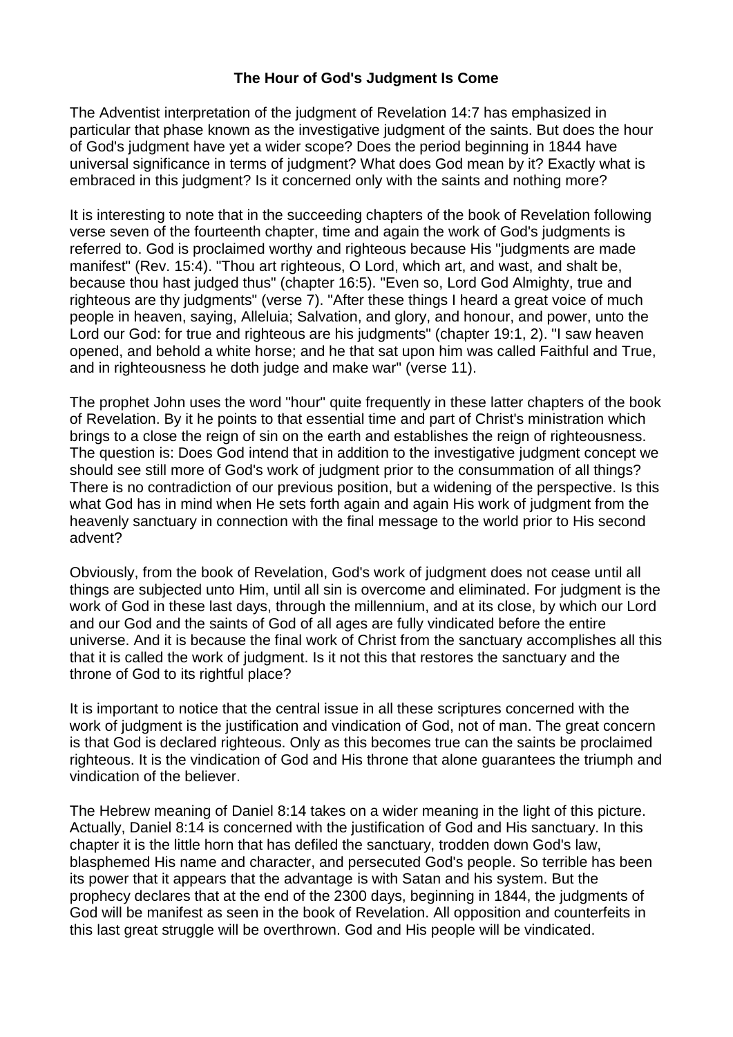## The Hour of God's Judgment Is Come

The Adventist interpretation of the judgment of Revelation 14:7 has emphasized in particular that phase known as the investigative judgment of the saints. But does the hour of God's judgment have yet a wider scope? Does the period beginning in 1844 have universal significance in terms of judgment? What does God mean by it? Exactly what is embraced in this judgment? Is it concerned only with the saints and nothing more?

It is interesting to note that in the succeeding chapters of the book of Revelation following verse seven of the fourteenth chapter, time and again the work of God's judgments is referred to. God is proclaimed worthy and righteous because His "judgments are made manifest" (Rev. 15:4). "Thou art righteous, O Lord, which art, and wast, and shalt be, because thou hast judged thus" (chapter 16:5). "Even so, Lord God Almighty, true and righteous are thy judgments" (verse 7). "After these things I heard a great voice of much people in heaven, saying, Alleluia; Salvation, and glory, and honour, and power, unto the Lord our God: for true and righteous are his judgments" (chapter 19:1, 2). "I saw heaven opened, and behold a white horse; and he that sat upon him was called Faithful and True, and in righteousness he doth judge and make war" (verse 11).

The prophet John uses the word "hour" quite frequently in these latter chapters of the book of Revelation. By it he points to that essential time and part of Christ's ministration which brings to a close the reign of sin on the earth and establishes the reign of righteousness. The question is: Does God intend that in addition to the investigative judgment concept we should see still more of God's work of judgment prior to the consummation of all things? There is no contradiction of our previous position, but a widening of the perspective. Is this what God has in mind when He sets forth again and again His work of judgment from the heavenly sanctuary in connection with the final message to the world prior to His second advent?

Obviously, from the book of Revelation, God's work of judgment does not cease until all things are subjected unto Him, until all sin is overcome and eliminated. For judgment is the work of God in these last days, through the millennium, and at its close, by which our Lord and our God and the saints of God of all ages are fully vindicated before the entire universe. And it is because the final work of Christ from the sanctuary accomplishes all this that it is called the work of judgment. Is it not this that restores the sanctuary and the throne of God to its rightful place?

It is important to notice that the central issue in all these scriptures concerned with the work of judgment is the justification and vindication of God, not of man. The great concern is that God is declared righteous. Only as this becomes true can the saints be proclaimed righteous. It is the vindication of God and His throne that alone guarantees the triumph and vindication of the believer.

The Hebrew meaning of Daniel 8:14 takes on a wider meaning in the light of this picture. Actually, Daniel 8:14 is concerned with the justification of God and His sanctuary. In this chapter it is the little horn that has defiled the sanctuary, trodden down God's law, blasphemed His name and character, and persecuted God's people. So terrible has been its power that it appears that the advantage is with Satan and his system. But the prophecy declares that at the end of the 2300 days, beginning in 1844, the judgments of God will be manifest as seen in the book of Revelation. All opposition and counterfeits in this last great struggle will be overthrown. God and His people will be vindicated.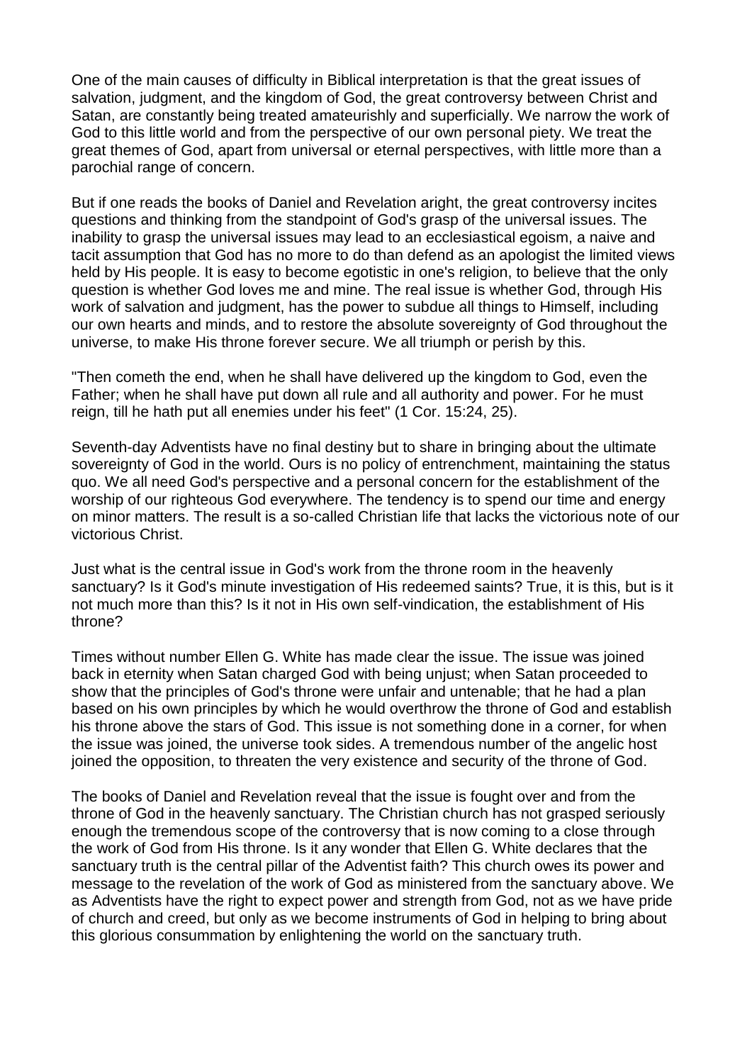One of the main causes of difficulty in Biblical interpretation is that the great issues of salvation, judgment, and the kingdom of God, the great controversy between Christ and Satan, are constantly being treated amateurishly and superficially. We narrow the work of God to this little world and from the perspective of our own personal piety. We treat the great themes of God, apart from universal or eternal perspectives, with little more than a parochial range of concern.

But if one reads the books of Daniel and Revelation aright, the great controversy incites questions and thinking from the standpoint of God's grasp of the universal issues. The inability to grasp the universal issues may lead to an ecclesiastical egoism, a naive and tacit assumption that God has no more to do than defend as an apologist the limited views held by His people. It is easy to become egotistic in one's religion, to believe that the only question is whether God loves me and mine. The real issue is whether God, through His work of salvation and judgment, has the power to subdue all things to Himself, including our own hearts and minds, and to restore the absolute sovereignty of God throughout the universe, to make His throne forever secure. We all triumph or perish by this.

"Then cometh the end, when he shall have delivered up the kingdom to God, even the Father; when he shall have put down all rule and all authority and power. For he must reign, till he hath put all enemies under his feet" (1 Cor. 15:24, 25).

Seventh-day Adventists have no final destiny but to share in bringing about the ultimate sovereignty of God in the world. Ours is no policy of entrenchment, maintaining the status quo. We all need God's perspective and a personal concern for the establishment of the worship of our righteous God everywhere. The tendency is to spend our time and energy on minor matters. The result is a so-called Christian life that lacks the victorious note of our victorious Christ.

Just what is the central issue in God's work from the throne room in the heavenly sanctuary? Is it God's minute investigation of His redeemed saints? True, it is this, but is it not much more than this? Is it not in His own self-vindication, the establishment of His throne?

Times without number Ellen G. White has made clear the issue. The issue was joined back in eternity when Satan charged God with being unjust; when Satan proceeded to show that the principles of God's throne were unfair and untenable; that he had a plan based on his own principles by which he would overthrow the throne of God and establish his throne above the stars of God. This issue is not something done in a corner, for when the issue was joined, the universe took sides. A tremendous number of the angelic host joined the opposition, to threaten the very existence and security of the throne of God.

The books of Daniel and Revelation reveal that the issue is fought over and from the throne of God in the heavenly sanctuary. The Christian church has not grasped seriously enough the tremendous scope of the controversy that is now coming to a close through the work of God from His throne. Is it any wonder that Ellen G. White declares that the sanctuary truth is the central pillar of the Adventist faith? This church owes its power and message to the revelation of the work of God as ministered from the sanctuary above. We as Adventists have the right to expect power and strength from God, not as we have pride of church and creed, but only as we become instruments of God in helping to bring about this glorious consummation by enlightening the world on the sanctuary truth.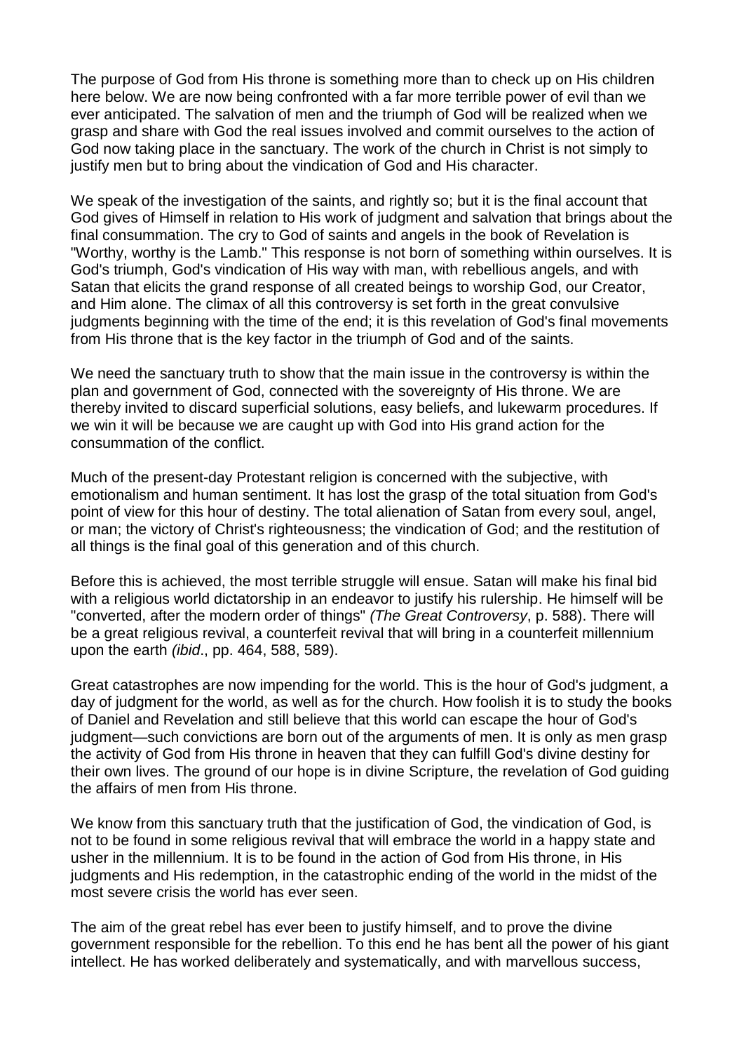The purpose of God from His throne is something more than to check up on His children here below. We are now being confronted with a far more terrible power of evil than we ever anticipated. The salvation of men and the triumph of God will be realized when we grasp and share with God the real issues involved and commit ourselves to the action of God now taking place in the sanctuary. The work of the church in Christ is not simply to justify men but to bring about the vindication of God and His character.

We speak of the investigation of the saints, and rightly so; but it is the final account that God gives of Himself in relation to His work of judgment and salvation that brings about the final consummation. The cry to God of saints and angels in the book of Revelation is "Worthy, worthy is the Lamb." This response is not born of something within ourselves. It is God's triumph, God's vindication of His way with man, with rebellious angels, and with Satan that elicits the grand response of all created beings to worship God, our Creator, and Him alone. The climax of all this controversy is set forth in the great convulsive judgments beginning with the time of the end; it is this revelation of God's final movements from His throne that is the key factor in the triumph of God and of the saints.

We need the sanctuary truth to show that the main issue in the controversy is within the plan and government of God, connected with the sovereignty of His throne. We are thereby invited to discard superficial solutions, easy beliefs, and lukewarm procedures. If we win it will be because we are caught up with God into His grand action for the consummation of the conflict.

Much of the present-day Protestant religion is concerned with the subjective, with emotionalism and human sentiment. It has lost the grasp of the total situation from God's point of view for this hour of destiny. The total alienation of Satan from every soul, angel, or man; the victory of Christ's righteousness; the vindication of God; and the restitution of all things is the final goal of this generation and of this church.

Before this is achieved, the most terrible struggle will ensue. Satan will make his final bid with a religious world dictatorship in an endeavor to justify his rulership. He himself will be "converted, after the modern order of things" *(The Great Controversy*, p. 588). There will be a great religious revival, a counterfeit revival that will bring in a counterfeit millennium upon the earth *(ibid*., pp. 464, 588, 589).

Great catastrophes are now impending for the world. This is the hour of God's judgment, a day of judgment for the world, as well as for the church. How foolish it is to study the books of Daniel and Revelation and still believe that this world can escape the hour of God's judgment—such convictions are born out of the arguments of men. It is only as men grasp the activity of God from His throne in heaven that they can fulfill God's divine destiny for their own lives. The ground of our hope is in divine Scripture, the revelation of God guiding the affairs of men from His throne.

We know from this sanctuary truth that the justification of God, the vindication of God, is not to be found in some religious revival that will embrace the world in a happy state and usher in the millennium. It is to be found in the action of God from His throne, in His judgments and His redemption, in the catastrophic ending of the world in the midst of the most severe crisis the world has ever seen.

The aim of the great rebel has ever been to justify himself, and to prove the divine government responsible for the rebellion. To this end he has bent all the power of his giant intellect. He has worked deliberately and systematically, and with marvellous success,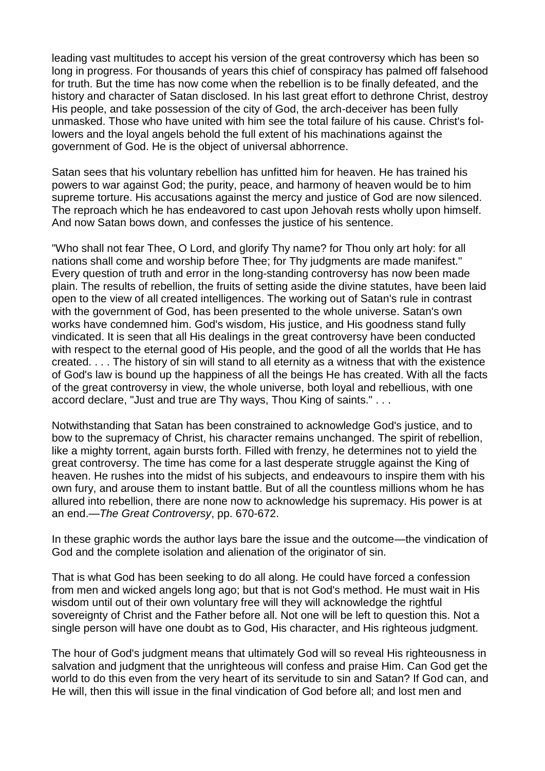leading vast multitudes to accept his version of the great controversy which has been so long in progress. For thousands of years this chief of conspiracy has palmed off falsehood for truth. But the time has now come when the rebellion is to be finally defeated, and the history and character of Satan disclosed. In his last great effort to dethrone Christ, destroy His people, and take possession of the city of God, the arch-deceiver has been fully unmasked. Those who have united with him see the total failure of his cause. Christ's followers and the loyal angels behold the full extent of his machinations against the government of God. He is the object of universal abhorrence.

Satan sees that his voluntary rebellion has unfitted him for heaven. He has trained his powers to war against God; the purity, peace, and harmony of heaven would be to him supreme torture. His accusations against the mercy and justice of God are now silenced. The reproach which he has endeavored to cast upon Jehovah rests wholly upon himself. And now Satan bows down, and confesses the justice of his sentence.

"Who shall not fear Thee, O Lord, and glorify Thy name? for Thou only art holy: for all nations shall come and worship before Thee; for Thy judgments are made manifest." Every question of truth and error in the long-standing controversy has now been made plain. The results of rebellion, the fruits of setting aside the divine statutes, have been laid open to the view of all created intelligences. The working out of Satan's rule in contrast with the government of God, has been presented to the whole universe. Satan's own works have condemned him. God's wisdom, His justice, and His goodness stand fully vindicated. It is seen that all His dealings in the great controversy have been conducted with respect to the eternal good of His people, and the good of all the worlds that He has created. . . . The history of sin will stand to all eternity as a witness that with the existence of God's law is bound up the happiness of all the beings He has created. With all the facts of the great controversy in view, the whole universe, both loyal and rebellious, with one accord declare, "Just and true are Thy ways, Thou King of saints." . . .

Notwithstanding that Satan has been constrained to acknowledge God's justice, and to bow to the supremacy of Christ, his character remains unchanged. The spirit of rebellion, like a mighty torrent, again bursts forth. Filled with frenzy, he determines not to yield the great controversy. The time has come for a last desperate struggle against the King of heaven. He rushes into the midst of his subjects, and endeavours to inspire them with his own fury, and arouse them to instant battle. But of all the countless millions whom he has allured into rebellion, there are none now to acknowledge his supremacy. His power is at an end.—*The Great Controversy*, pp. 670-672.

In these graphic words the author lays bare the issue and the outcome—the vindication of God and the complete isolation and alienation of the originator of sin.

That is what God has been seeking to do all along. He could have forced a confession from men and wicked angels long ago; but that is not God's method. He must wait in His wisdom until out of their own voluntary free will they will acknowledge the rightful sovereignty of Christ and the Father before all. Not one will be left to question this. Not a single person will have one doubt as to God, His character, and His righteous judgment.

The hour of God's judgment means that ultimately God will so reveal His righteousness in salvation and judgment that the unrighteous will confess and praise Him. Can God get the world to do this even from the very heart of its servitude to sin and Satan? If God can, and He will, then this will issue in the final vindication of God before all; and lost men and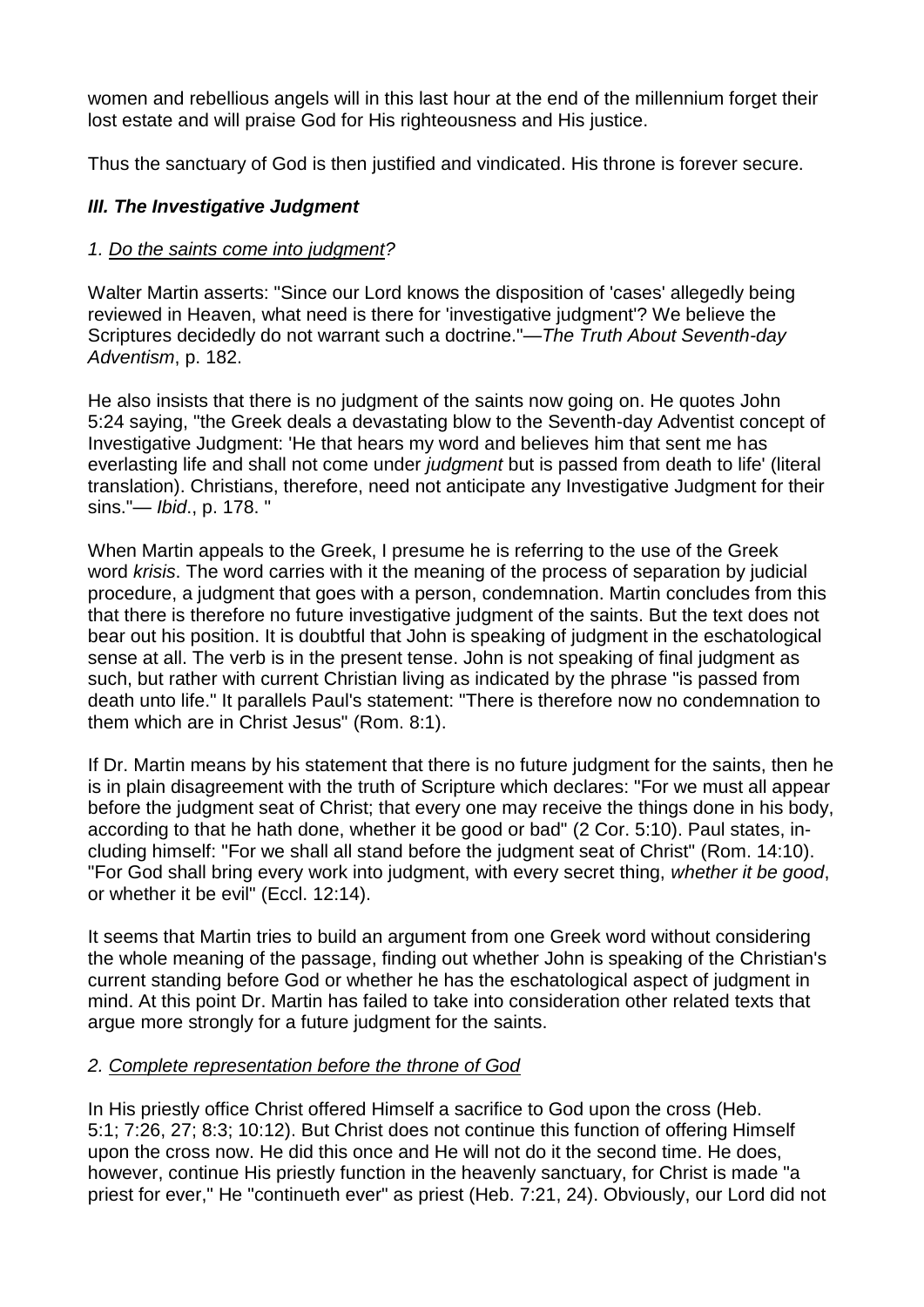women and rebellious angels will in this last hour at the end of the millennium forget their lost estate and will praise God for His righteousness and His justice.

Thus the sanctuary of God is then justified and vindicated. His throne is forever secure.

### ***III. The Investigative Judgment***

#### *1. Do the saints come into judgment?*

Walter Martin asserts: "Since our Lord knows the disposition of 'cases' allegedly being reviewed in Heaven, what need is there for 'investigative judgment'? We believe the Scriptures decidedly do not warrant such a doctrine."—*The Truth About Seventh-day Adventism*, p. 182.

He also insists that there is no judgment of the saints now going on. He quotes John 5:24 saying, "the Greek deals a devastating blow to the Seventh-day Adventist concept of Investigative Judgment: 'He that hears my word and believes him that sent me has everlasting life and shall not come under *judgment* but is passed from death to life' (literal translation). Christians, therefore, need not anticipate any Investigative Judgment for their sins."— *Ibid*., p. 178. "

When Martin appeals to the Greek, I presume he is referring to the use of the Greek word *krisis*. The word carries with it the meaning of the process of separation by judicial procedure, a judgment that goes with a person, condemnation. Martin concludes from this that there is therefore no future investigative judgment of the saints. But the text does not bear out his position. It is doubtful that John is speaking of judgment in the eschatological sense at all. The verb is in the present tense. John is not speaking of final judgment as such, but rather with current Christian living as indicated by the phrase "is passed from death unto life." It parallels Paul's statement: "There is therefore now no condemnation to them which are in Christ Jesus" (Rom. 8:1).

If Dr. Martin means by his statement that there is no future judgment for the saints, then he is in plain disagreement with the truth of Scripture which declares: "For we must all appear before the judgment seat of Christ; that every one may receive the things done in his body, according to that he hath done, whether it be good or bad" (2 Cor. 5:10). Paul states, including himself: "For we shall all stand before the judgment seat of Christ" (Rom. 14:10). "For God shall bring every work into judgment, with every secret thing, *whether it be good*, or whether it be evil" (Eccl. 12:14).

It seems that Martin tries to build an argument from one Greek word without considering the whole meaning of the passage, finding out whether John is speaking of the Christian's current standing before God or whether he has the eschatological aspect of judgment in mind. At this point Dr. Martin has failed to take into consideration other related texts that argue more strongly for a future judgment for the saints.

#### *2. Complete representation before the throne of God*

In His priestly office Christ offered Himself a sacrifice to God upon the cross (Heb. 5:1; 7:26, 27; 8:3; 10:12). But Christ does not continue this function of offering Himself upon the cross now. He did this once and He will not do it the second time. He does, however, continue His priestly function in the heavenly sanctuary, for Christ is made "a priest for ever," He "continueth ever" as priest (Heb. 7:21, 24). Obviously, our Lord did not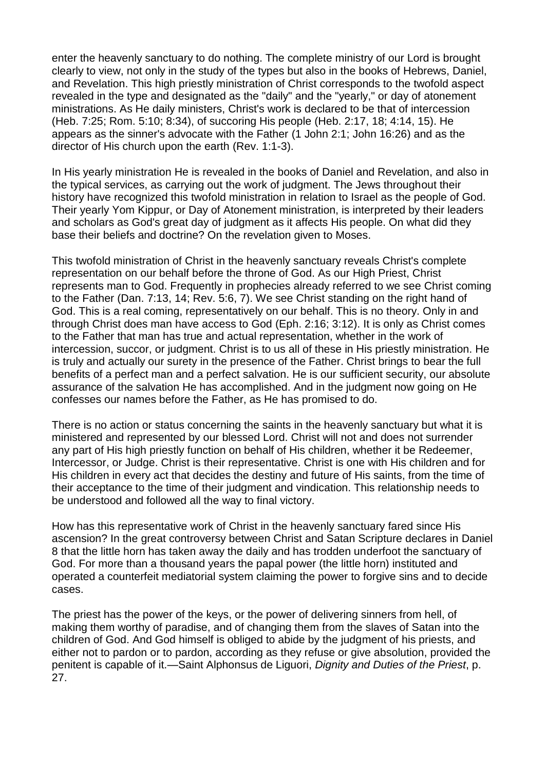enter the heavenly sanctuary to do nothing. The complete ministry of our Lord is brought clearly to view, not only in the study of the types but also in the books of Hebrews, Daniel, and Revelation. This high priestly ministration of Christ corresponds to the twofold aspect revealed in the type and designated as the "daily" and the "yearly," or day of atonement ministrations. As He daily ministers, Christ's work is declared to be that of intercession (Heb. 7:25; Rom. 5:10; 8:34), of succoring His people (Heb. 2:17, 18; 4:14, 15). He appears as the sinner's advocate with the Father (1 John 2:1; John 16:26) and as the director of His church upon the earth (Rev. 1:1-3).

In His yearly ministration He is revealed in the books of Daniel and Revelation, and also in the typical services, as carrying out the work of judgment. The Jews throughout their history have recognized this twofold ministration in relation to Israel as the people of God. Their yearly Yom Kippur, or Day of Atonement ministration, is interpreted by their leaders and scholars as God's great day of judgment as it affects His people. On what did they base their beliefs and doctrine? On the revelation given to Moses.

This twofold ministration of Christ in the heavenly sanctuary reveals Christ's complete representation on our behalf before the throne of God. As our High Priest, Christ represents man to God. Frequently in prophecies already referred to we see Christ coming to the Father (Dan. 7:13, 14; Rev. 5:6, 7). We see Christ standing on the right hand of God. This is a real coming, representatively on our behalf. This is no theory. Only in and through Christ does man have access to God (Eph. 2:16; 3:12). It is only as Christ comes to the Father that man has true and actual representation, whether in the work of intercession, succor, or judgment. Christ is to us all of these in His priestly ministration. He is truly and actually our surety in the presence of the Father. Christ brings to bear the full benefits of a perfect man and a perfect salvation. He is our sufficient security, our absolute assurance of the salvation He has accomplished. And in the judgment now going on He confesses our names before the Father, as He has promised to do.

There is no action or status concerning the saints in the heavenly sanctuary but what it is ministered and represented by our blessed Lord. Christ will not and does not surrender any part of His high priestly function on behalf of His children, whether it be Redeemer, Intercessor, or Judge. Christ is their representative. Christ is one with His children and for His children in every act that decides the destiny and future of His saints, from the time of their acceptance to the time of their judgment and vindication. This relationship needs to be understood and followed all the way to final victory.

How has this representative work of Christ in the heavenly sanctuary fared since His ascension? In the great controversy between Christ and Satan Scripture declares in Daniel 8 that the little horn has taken away the daily and has trodden underfoot the sanctuary of God. For more than a thousand years the papal power (the little horn) instituted and operated a counterfeit mediatorial system claiming the power to forgive sins and to decide cases.

The priest has the power of the keys, or the power of delivering sinners from hell, of making them worthy of paradise, and of changing them from the slaves of Satan into the children of God. And God himself is obliged to abide by the judgment of his priests, and either not to pardon or to pardon, according as they refuse or give absolution, provided the penitent is capable of it.—Saint Alphonsus de Liguori, *Dignity and Duties of the Priest*, p. 27.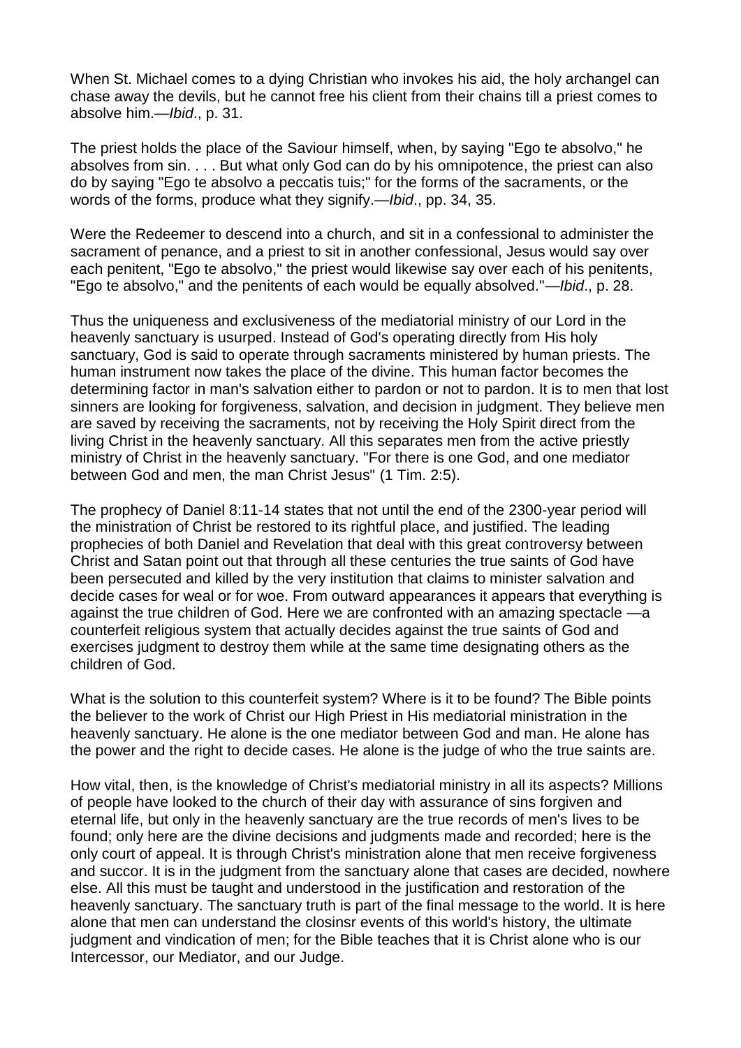When St. Michael comes to a dying Christian who invokes his aid, the holy archangel can chase away the devils, but he cannot free his client from their chains till a priest comes to absolve him.—*Ibid*., p. 31.

The priest holds the place of the Saviour himself, when, by saying "Ego te absolvo," he absolves from sin. . . . But what only God can do by his omnipotence, the priest can also do by saying "Ego te absolvo a peccatis tuis;" for the forms of the sacraments, or the words of the forms, produce what they signify.—*Ibid*., pp. 34, 35.

Were the Redeemer to descend into a church, and sit in a confessional to administer the sacrament of penance, and a priest to sit in another confessional, Jesus would say over each penitent, "Ego te absolvo," the priest would likewise say over each of his penitents, "Ego te absolvo," and the penitents of each would be equally absolved."—*Ibid*., p. 28.

Thus the uniqueness and exclusiveness of the mediatorial ministry of our Lord in the heavenly sanctuary is usurped. Instead of God's operating directly from His holy sanctuary, God is said to operate through sacraments ministered by human priests. The human instrument now takes the place of the divine. This human factor becomes the determining factor in man's salvation either to pardon or not to pardon. It is to men that lost sinners are looking for forgiveness, salvation, and decision in judgment. They believe men are saved by receiving the sacraments, not by receiving the Holy Spirit direct from the living Christ in the heavenly sanctuary. All this separates men from the active priestly ministry of Christ in the heavenly sanctuary. "For there is one God, and one mediator between God and men, the man Christ Jesus" (1 Tim. 2:5).

The prophecy of Daniel 8:11-14 states that not until the end of the 2300-year period will the ministration of Christ be restored to its rightful place, and justified. The leading prophecies of both Daniel and Revelation that deal with this great controversy between Christ and Satan point out that through all these centuries the true saints of God have been persecuted and killed by the very institution that claims to minister salvation and decide cases for weal or for woe. From outward appearances it appears that everything is against the true children of God. Here we are confronted with an amazing spectacle —a counterfeit religious system that actually decides against the true saints of God and exercises judgment to destroy them while at the same time designating others as the children of God.

What is the solution to this counterfeit system? Where is it to be found? The Bible points the believer to the work of Christ our High Priest in His mediatorial ministration in the heavenly sanctuary. He alone is the one mediator between God and man. He alone has the power and the right to decide cases. He alone is the judge of who the true saints are.

How vital, then, is the knowledge of Christ's mediatorial ministry in all its aspects? Millions of people have looked to the church of their day with assurance of sins forgiven and eternal life, but only in the heavenly sanctuary are the true records of men's lives to be found; only here are the divine decisions and judgments made and recorded; here is the only court of appeal. It is through Christ's ministration alone that men receive forgiveness and succor. It is in the judgment from the sanctuary alone that cases are decided, nowhere else. All this must be taught and understood in the justification and restoration of the heavenly sanctuary. The sanctuary truth is part of the final message to the world. It is here alone that men can understand the closinsr events of this world's history, the ultimate judgment and vindication of men; for the Bible teaches that it is Christ alone who is our Intercessor, our Mediator, and our Judge.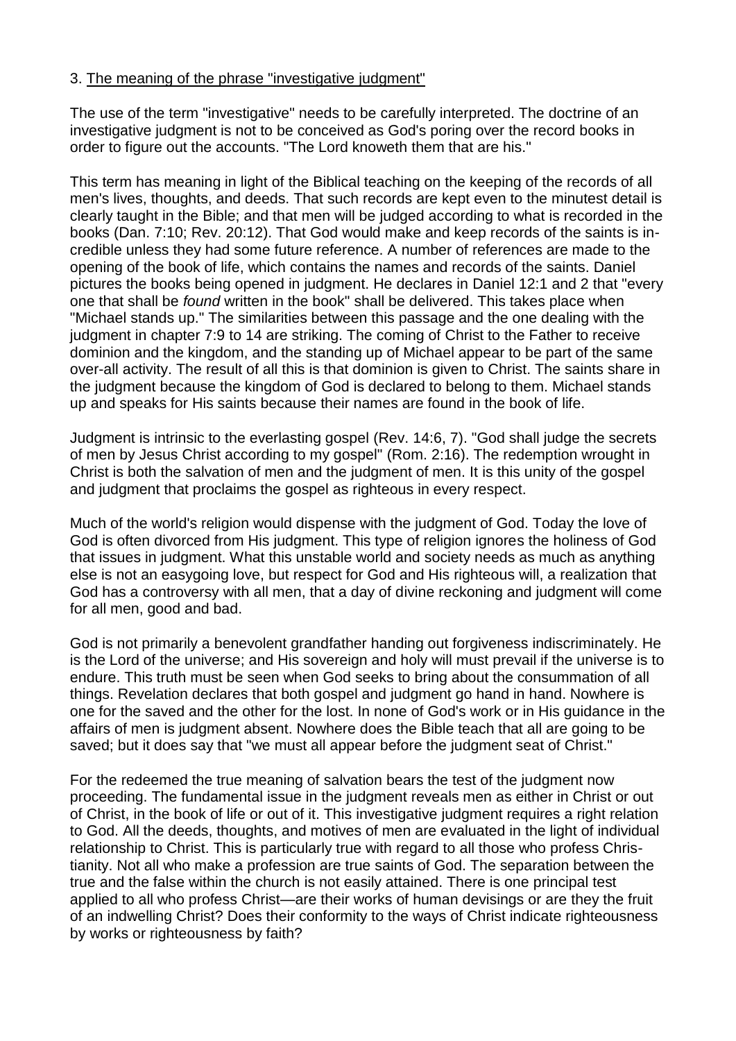3. <u>The meaning of the phrase "investigative judgment"</u>

The use of the term "investigative" needs to be carefully interpreted. The doctrine of an investigative judgment is not to be conceived as God's poring over the record books in order to figure out the accounts. "The Lord knoweth them that are his."

This term has meaning in light of the Biblical teaching on the keeping of the records of all men's lives, thoughts, and deeds. That such records are kept even to the minutest detail is clearly taught in the Bible; and that men will be judged according to what is recorded in the books (Dan. 7:10; Rev. 20:12). That God would make and keep records of the saints is incredible unless they had some future reference. A number of references are made to the opening of the book of life, which contains the names and records of the saints. Daniel pictures the books being opened in judgment. He declares in Daniel 12:1 and 2 that "every one that shall be *found* written in the book" shall be delivered. This takes place when "Michael stands up." The similarities between this passage and the one dealing with the judgment in chapter 7:9 to 14 are striking. The coming of Christ to the Father to receive dominion and the kingdom, and the standing up of Michael appear to be part of the same over-all activity. The result of all this is that dominion is given to Christ. The saints share in the judgment because the kingdom of God is declared to belong to them. Michael stands up and speaks for His saints because their names are found in the book of life.

Judgment is intrinsic to the everlasting gospel (Rev. 14:6, 7). "God shall judge the secrets of men by Jesus Christ according to my gospel" (Rom. 2:16). The redemption wrought in Christ is both the salvation of men and the judgment of men. It is this unity of the gospel and judgment that proclaims the gospel as righteous in every respect.

Much of the world's religion would dispense with the judgment of God. Today the love of God is often divorced from His judgment. This type of religion ignores the holiness of God that issues in judgment. What this unstable world and society needs as much as anything else is not an easygoing love, but respect for God and His righteous will, a realization that God has a controversy with all men, that a day of divine reckoning and judgment will come for all men, good and bad.

God is not primarily a benevolent grandfather handing out forgiveness indiscriminately. He is the Lord of the universe; and His sovereign and holy will must prevail if the universe is to endure. This truth must be seen when God seeks to bring about the consummation of all things. Revelation declares that both gospel and judgment go hand in hand. Nowhere is one for the saved and the other for the lost. In none of God's work or in His guidance in the affairs of men is judgment absent. Nowhere does the Bible teach that all are going to be saved; but it does say that "we must all appear before the judgment seat of Christ."

For the redeemed the true meaning of salvation bears the test of the judgment now proceeding. The fundamental issue in the judgment reveals men as either in Christ or out of Christ, in the book of life or out of it. This investigative judgment requires a right relation to God. All the deeds, thoughts, and motives of men are evaluated in the light of individual relationship to Christ. This is particularly true with regard to all those who profess Christianity. Not all who make a profession are true saints of God. The separation between the true and the false within the church is not easily attained. There is one principal test applied to all who profess Christ—are their works of human devisings or are they the fruit of an indwelling Christ? Does their conformity to the ways of Christ indicate righteousness by works or righteousness by faith?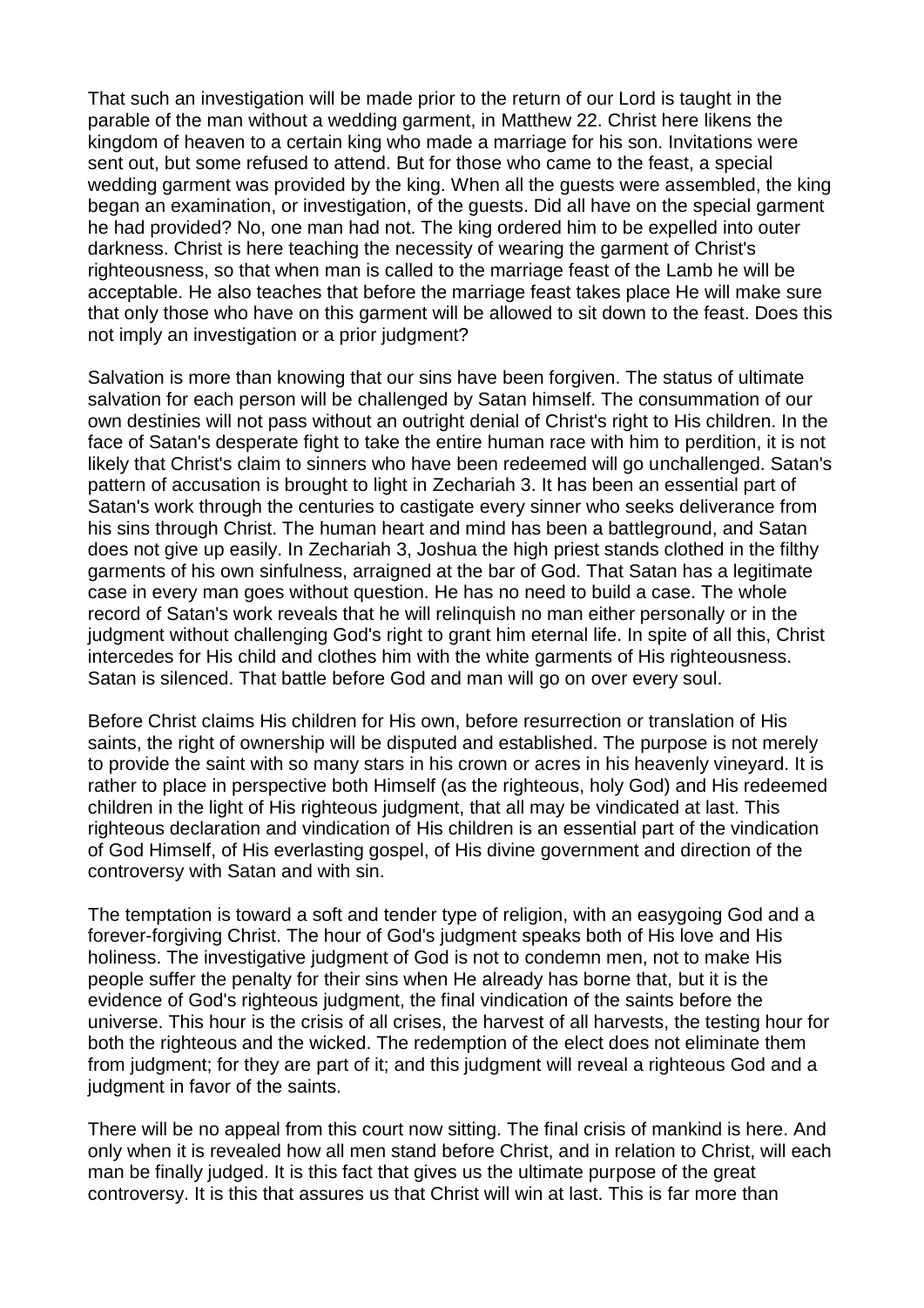That such an investigation will be made prior to the return of our Lord is taught in the parable of the man without a wedding garment, in Matthew 22. Christ here likens the kingdom of heaven to a certain king who made a marriage for his son. Invitations were sent out, but some refused to attend. But for those who came to the feast, a special wedding garment was provided by the king. When all the guests were assembled, the king began an examination, or investigation, of the guests. Did all have on the special garment he had provided? No, one man had not. The king ordered him to be expelled into outer darkness. Christ is here teaching the necessity of wearing the garment of Christ's righteousness, so that when man is called to the marriage feast of the Lamb he will be acceptable. He also teaches that before the marriage feast takes place He will make sure that only those who have on this garment will be allowed to sit down to the feast. Does this not imply an investigation or a prior judgment?

Salvation is more than knowing that our sins have been forgiven. The status of ultimate salvation for each person will be challenged by Satan himself. The consummation of our own destinies will not pass without an outright denial of Christ's right to His children. In the face of Satan's desperate fight to take the entire human race with him to perdition, it is not likely that Christ's claim to sinners who have been redeemed will go unchallenged. Satan's pattern of accusation is brought to light in Zechariah 3. It has been an essential part of Satan's work through the centuries to castigate every sinner who seeks deliverance from his sins through Christ. The human heart and mind has been a battleground, and Satan does not give up easily. In Zechariah 3, Joshua the high priest stands clothed in the filthy garments of his own sinfulness, arraigned at the bar of God. That Satan has a legitimate case in every man goes without question. He has no need to build a case. The whole record of Satan's work reveals that he will relinquish no man either personally or in the judgment without challenging God's right to grant him eternal life. In spite of all this, Christ intercedes for His child and clothes him with the white garments of His righteousness. Satan is silenced. That battle before God and man will go on over every soul.

Before Christ claims His children for His own, before resurrection or translation of His saints, the right of ownership will be disputed and established. The purpose is not merely to provide the saint with so many stars in his crown or acres in his heavenly vineyard. It is rather to place in perspective both Himself (as the righteous, holy God) and His redeemed children in the light of His righteous judgment, that all may be vindicated at last. This righteous declaration and vindication of His children is an essential part of the vindication of God Himself, of His everlasting gospel, of His divine government and direction of the controversy with Satan and with sin.

The temptation is toward a soft and tender type of religion, with an easygoing God and a forever-forgiving Christ. The hour of God's judgment speaks both of His love and His holiness. The investigative judgment of God is not to condemn men, not to make His people suffer the penalty for their sins when He already has borne that, but it is the evidence of God's righteous judgment, the final vindication of the saints before the universe. This hour is the crisis of all crises, the harvest of all harvests, the testing hour for both the righteous and the wicked. The redemption of the elect does not eliminate them from judgment; for they are part of it; and this judgment will reveal a righteous God and a judgment in favor of the saints.

There will be no appeal from this court now sitting. The final crisis of mankind is here. And only when it is revealed how all men stand before Christ, and in relation to Christ, will each man be finally judged. It is this fact that gives us the ultimate purpose of the great controversy. It is this that assures us that Christ will win at last. This is far more than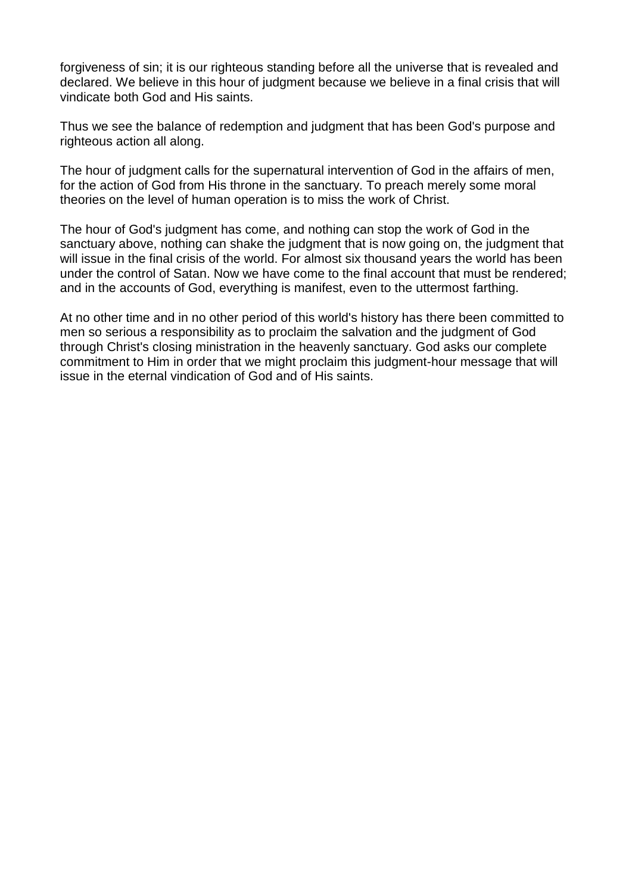forgiveness of sin; it is our righteous standing before all the universe that is revealed and declared. We believe in this hour of judgment because we believe in a final crisis that will vindicate both God and His saints.

Thus we see the balance of redemption and judgment that has been God's purpose and righteous action all along.

The hour of judgment calls for the supernatural intervention of God in the affairs of men, for the action of God from His throne in the sanctuary. To preach merely some moral theories on the level of human operation is to miss the work of Christ.

The hour of God's judgment has come, and nothing can stop the work of God in the sanctuary above, nothing can shake the judgment that is now going on, the judgment that will issue in the final crisis of the world. For almost six thousand years the world has been under the control of Satan. Now we have come to the final account that must be rendered; and in the accounts of God, everything is manifest, even to the uttermost farthing.

At no other time and in no other period of this world's history has there been committed to men so serious a responsibility as to proclaim the salvation and the judgment of God through Christ's closing ministration in the heavenly sanctuary. God asks our complete commitment to Him in order that we might proclaim this judgment-hour message that will issue in the eternal vindication of God and of His saints.